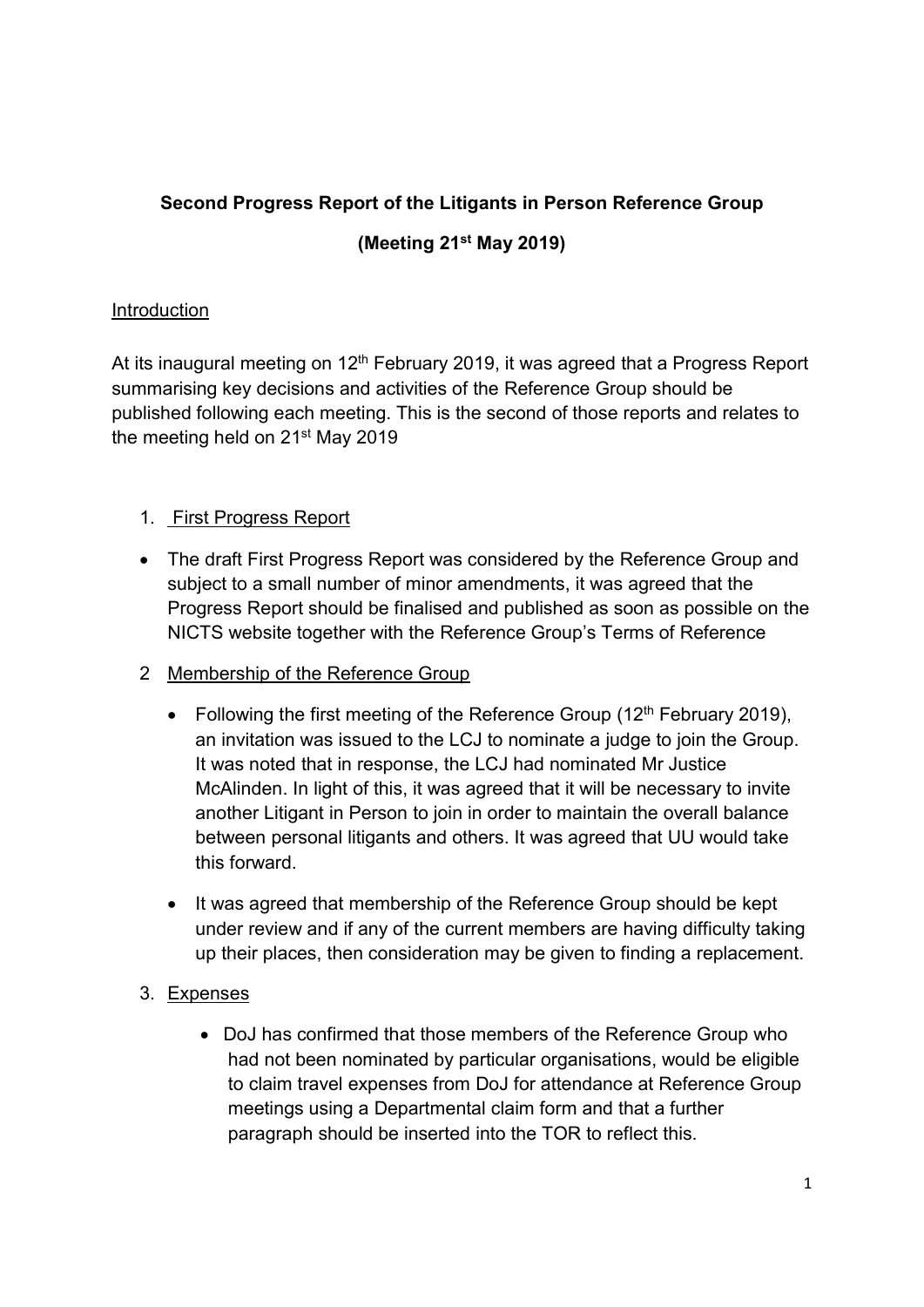**Second Progress Report of the Litigants in Person Reference Group**

**(Meeting 21st May 2019)**

Introduction

At its inaugural meeting on 12th February 2019, it was agreed that a Progress Report summarising key decisions and activities of the Reference Group should be published following each meeting. This is the second of those reports and relates to the meeting held on 21st May 2019

1. First Progress Report

- The draft First Progress Report was considered by the Reference Group and subject to a small number of minor amendments, it was agreed that the Progress Report should be finalised and published as soon as possible on the NICTS website together with the Reference Group's Terms of Reference

2. Membership of the Reference Group

   - Following the first meeting of the Reference Group (12th February 2019), an invitation was issued to the LCJ to nominate a judge to join the Group. It was noted that in response, the LCJ had nominated Mr Justice McAlinden. In light of this, it was agreed that it will be necessary to invite another Litigant in Person to join in order to maintain the overall balance between personal litigants and others. It was agreed that UU would take this forward.
   - It was agreed that membership of the Reference Group should be kept under review and if any of the current members are having difficulty taking up their places, then consideration may be given to finding a replacement.

3. Expenses

   - DoJ has confirmed that those members of the Reference Group who had not been nominated by particular organisations, would be eligible to claim travel expenses from DoJ for attendance at Reference Group meetings using a Departmental claim form and that a further paragraph should be inserted into the TOR to reflect this.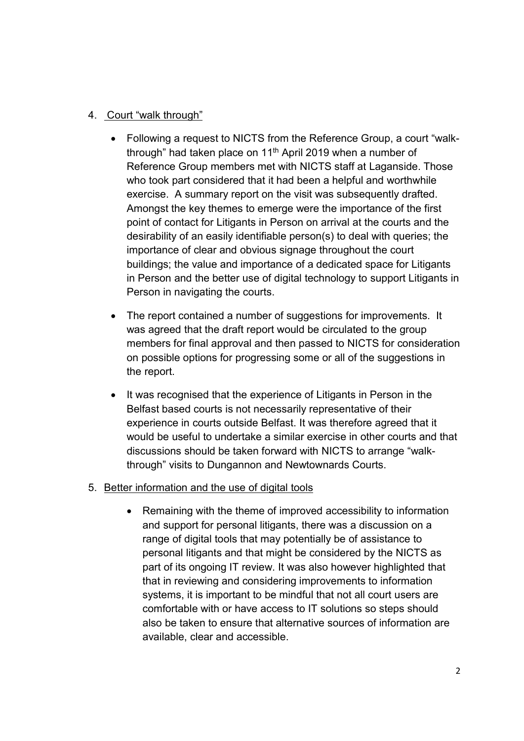4. <u>Court "walk through"</u>

    - Following a request to NICTS from the Reference Group, a court "walk-through" had taken place on 11th April 2019 when a number of Reference Group members met with NICTS staff at Laganside. Those who took part considered that it had been a helpful and worthwhile exercise. A summary report on the visit was subsequently drafted. Amongst the key themes to emerge were the importance of the first point of contact for Litigants in Person on arrival at the courts and the desirability of an easily identifiable person(s) to deal with queries; the importance of clear and obvious signage throughout the court buildings; the value and importance of a dedicated space for Litigants in Person and the better use of digital technology to support Litigants in Person in navigating the courts.

    - The report contained a number of suggestions for improvements. It was agreed that the draft report would be circulated to the group members for final approval and then passed to NICTS for consideration on possible options for progressing some or all of the suggestions in the report.

    - It was recognised that the experience of Litigants in Person in the Belfast based courts is not necessarily representative of their experience in courts outside Belfast. It was therefore agreed that it would be useful to undertake a similar exercise in other courts and that discussions should be taken forward with NICTS to arrange "walk-through" visits to Dungannon and Newtownards Courts.

5. <u>Better information and the use of digital tools</u>

    - Remaining with the theme of improved accessibility to information and support for personal litigants, there was a discussion on a range of digital tools that may potentially be of assistance to personal litigants and that might be considered by the NICTS as part of its ongoing IT review. It was also however highlighted that that in reviewing and considering improvements to information systems, it is important to be mindful that not all court users are comfortable with or have access to IT solutions so steps should also be taken to ensure that alternative sources of information are available, clear and accessible.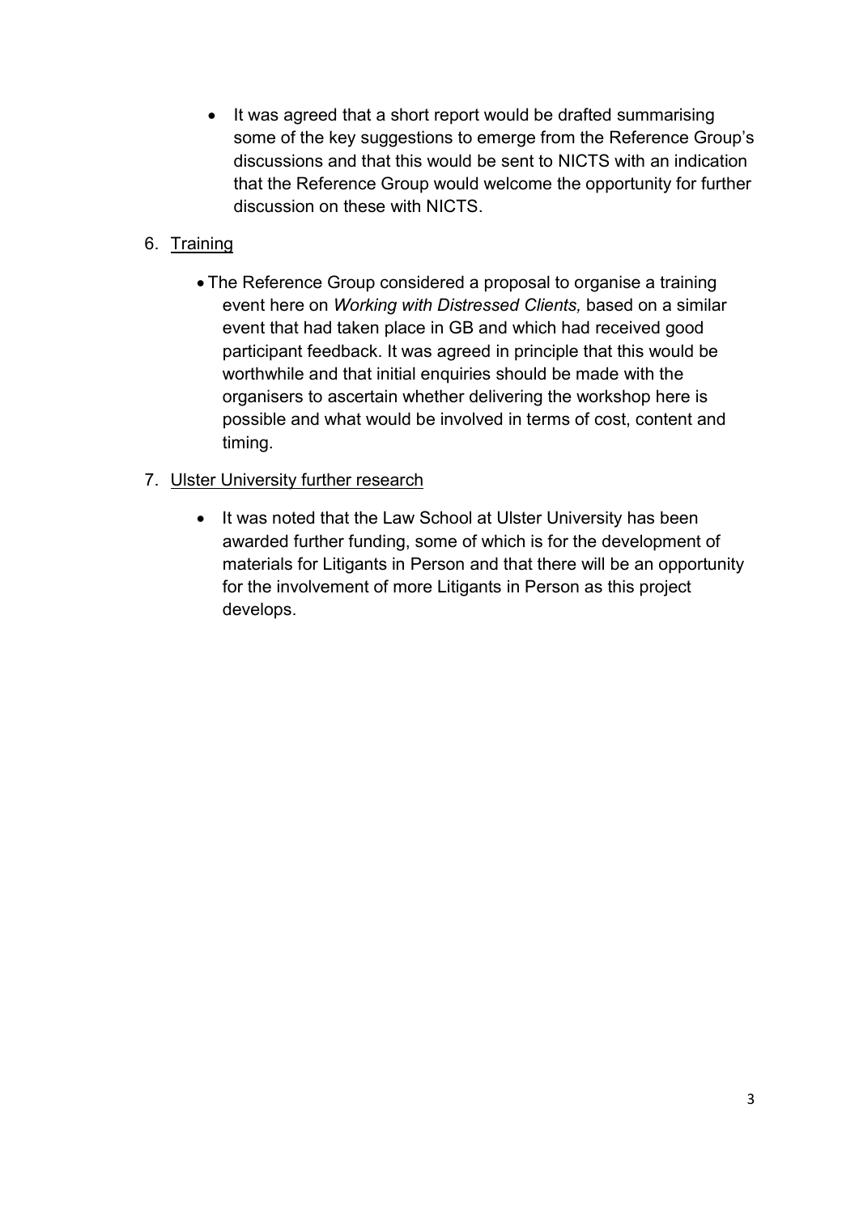- It was agreed that a short report would be drafted summarising some of the key suggestions to emerge from the Reference Group's discussions and that this would be sent to NICTS with an indication that the Reference Group would welcome the opportunity for further discussion on these with NICTS.

6. Training

    - The Reference Group considered a proposal to organise a training event here on *Working with Distressed Clients,* based on a similar event that had taken place in GB and which had received good participant feedback. It was agreed in principle that this would be worthwhile and that initial enquiries should be made with the organisers to ascertain whether delivering the workshop here is possible and what would be involved in terms of cost, content and timing.

7. Ulster University further research

    - It was noted that the Law School at Ulster University has been awarded further funding, some of which is for the development of materials for Litigants in Person and that there will be an opportunity for the involvement of more Litigants in Person as this project develops.